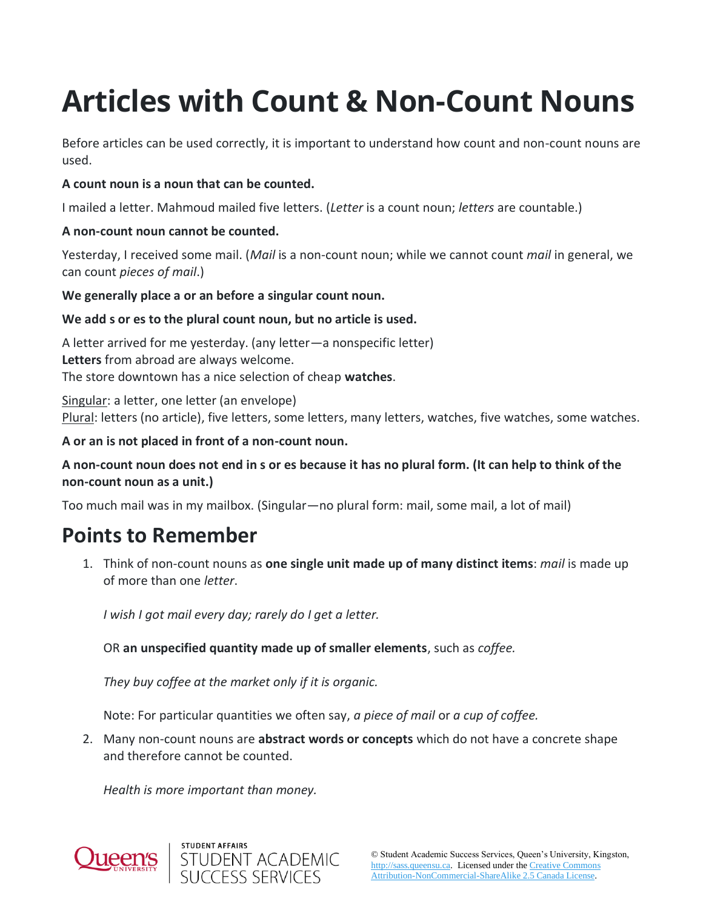# Articles with Count & Non-Count Nouns

Before articles can be used correctly, it is important to understand how count and non-count nouns are used.

**A count noun is a noun that can be counted.**

I mailed a letter. Mahmoud mailed five letters. (*Letter* is a count noun; *letters* are countable.)

**A non-count noun cannot be counted.**

Yesterday, I received some mail. (*Mail* is a non-count noun; while we cannot count *mail* in general, we can count *pieces of mail*.)

**We generally place a or an before a singular count noun.**

**We add s or es to the plural count noun, but no article is used.**

A letter arrived for me yesterday. (any letter—a nonspecific letter)
**Letters** from abroad are always welcome.
The store downtown has a nice selection of cheap **watches**.

<u>Singular</u>: a letter, one letter (an envelope)
<u>Plural</u>: letters (no article), five letters, some letters, many letters, watches, five watches, some watches.

**A or an is not placed in front of a non-count noun.**

**A non-count noun does not end in s or es because it has no plural form. (It can help to think of the non-count noun as a unit.)**

Too much mail was in my mailbox. (Singular—no plural form: mail, some mail, a lot of mail)

## Points to Remember

1. Think of non-count nouns as **one single unit made up of many distinct items**: *mail* is made up of more than one *letter*.

   *I wish I got mail every day; rarely do I get a letter.*

   OR **an unspecified quantity made up of smaller elements**, such as *coffee.*

   *They buy coffee at the market only if it is organic.*

   Note: For particular quantities we often say, *a piece of mail* or *a cup of coffee.*

2. Many non-count nouns are **abstract words or concepts** which do not have a concrete shape and therefore cannot be counted.

   *Health is more important than money.*

© Student Academic Success Services, Queen's University, Kingston, http://sass.queensu.ca. Licensed under the Creative Commons Attribution-NonCommercial-ShareAlike 2.5 Canada License.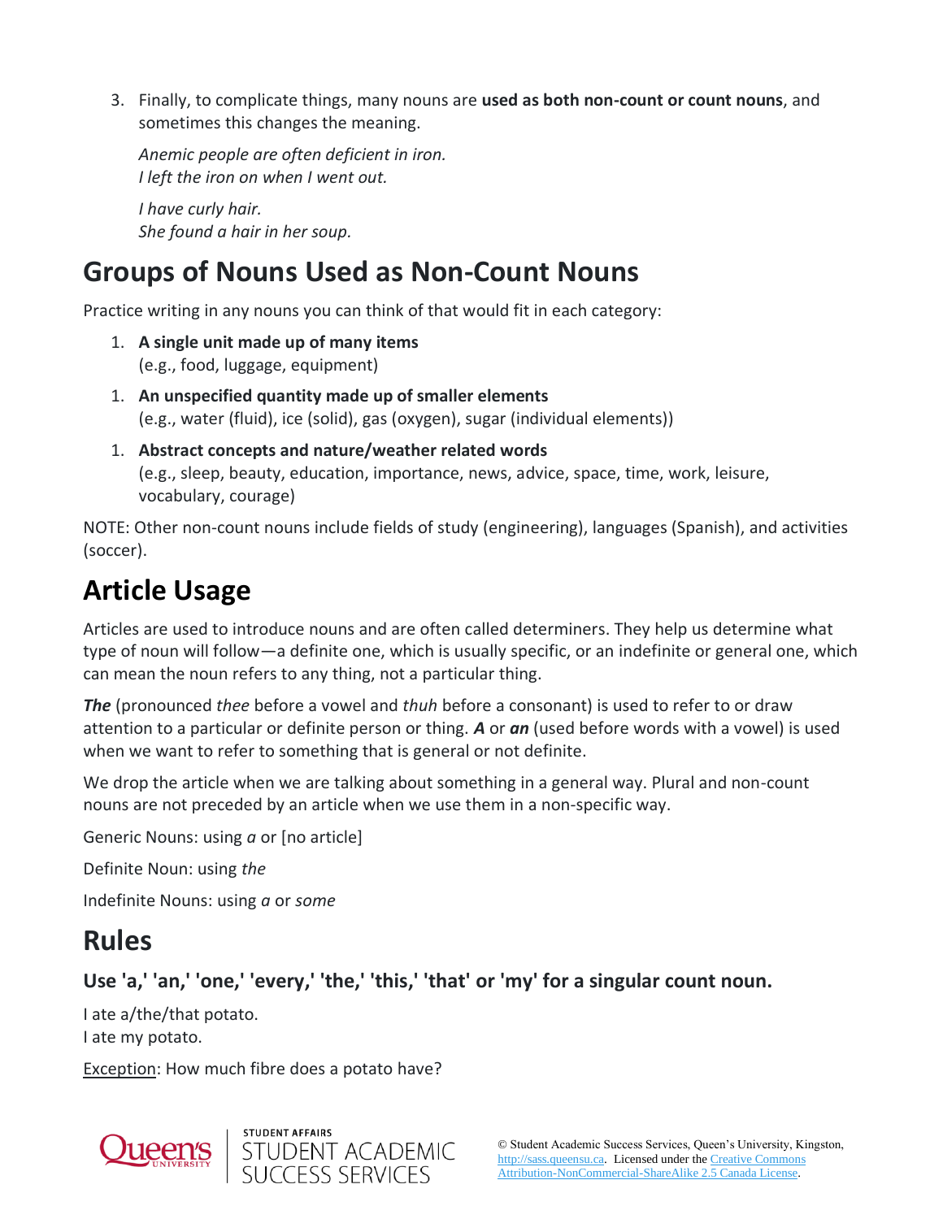3. Finally, to complicate things, many nouns are **used as both non-count or count nouns**, and sometimes this changes the meaning.

   *Anemic people are often deficient in iron.*
   *I left the iron on when I went out.*

   *I have curly hair.*
   *She found a hair in her soup.*

## Groups of Nouns Used as Non-Count Nouns

Practice writing in any nouns you can think of that would fit in each category:

1. **A single unit made up of many items**
   (e.g., food, luggage, equipment)

1. **An unspecified quantity made up of smaller elements**
   (e.g., water (fluid), ice (solid), gas (oxygen), sugar (individual elements))

1. **Abstract concepts and nature/weather related words**
   (e.g., sleep, beauty, education, importance, news, advice, space, time, work, leisure, vocabulary, courage)

NOTE: Other non-count nouns include fields of study (engineering), languages (Spanish), and activities (soccer).

## Article Usage

Articles are used to introduce nouns and are often called determiners. They help us determine what type of noun will follow—a definite one, which is usually specific, or an indefinite or general one, which can mean the noun refers to any thing, not a particular thing.

***The*** (pronounced *thee* before a vowel and *thuh* before a consonant) is used to refer to or draw attention to a particular or definite person or thing. ***A*** or ***an*** (used before words with a vowel) is used when we want to refer to something that is general or not definite.

We drop the article when we are talking about something in a general way. Plural and non-count nouns are not preceded by an article when we use them in a non-specific way.

Generic Nouns: using *a* or [no article]

Definite Noun: using *the*

Indefinite Nouns: using *a* or *some*

## Rules

### Use 'a,' 'an,' 'one,' 'every,' 'the,' 'this,' 'that' or 'my' for a singular count noun.

I ate a/the/that potato.
I ate my potato.

Exception: How much fibre does a potato have?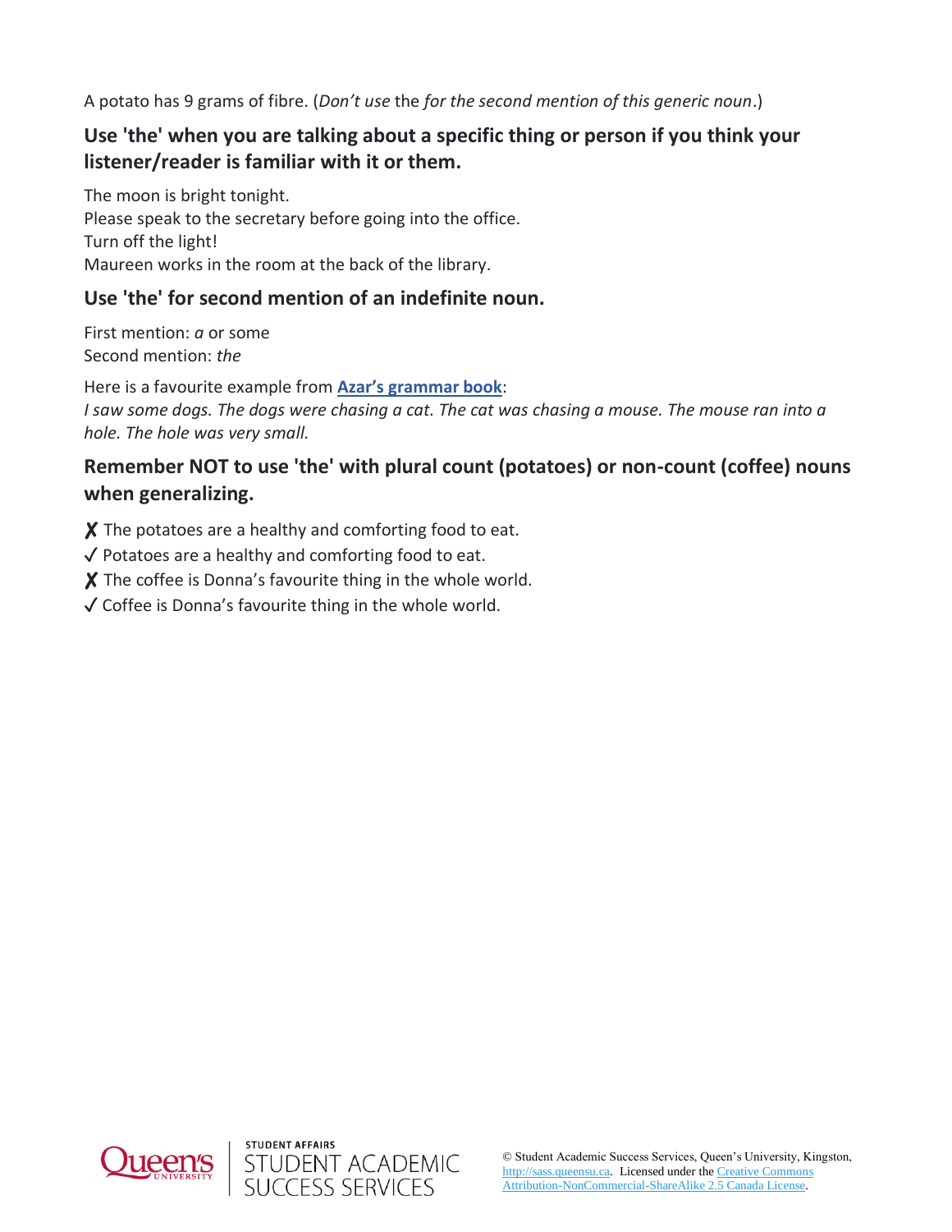A potato has 9 grams of fibre. (*Don't use* the *for the second mention of this generic noun*.)

### Use 'the' when you are talking about a specific thing or person if you think your listener/reader is familiar with it or them.

The moon is bright tonight.
Please speak to the secretary before going into the office.
Turn off the light!
Maureen works in the room at the back of the library.

### Use 'the' for second mention of an indefinite noun.

First mention: *a* or some
Second mention: *the*

Here is a favourite example from **Azar's grammar book**:
*I saw some dogs. The dogs were chasing a cat. The cat was chasing a mouse. The mouse ran into a hole. The hole was very small.*

### Remember NOT to use 'the' with plural count (potatoes) or non-count (coffee) nouns when generalizing.

✗ The potatoes are a healthy and comforting food to eat.
✓ Potatoes are a healthy and comforting food to eat.
✗ The coffee is Donna's favourite thing in the whole world.
✓ Coffee is Donna's favourite thing in the whole world.

© Student Academic Success Services, Queen's University, Kingston, http://sass.queensu.ca. Licensed under the Creative Commons Attribution-NonCommercial-ShareAlike 2.5 Canada License.